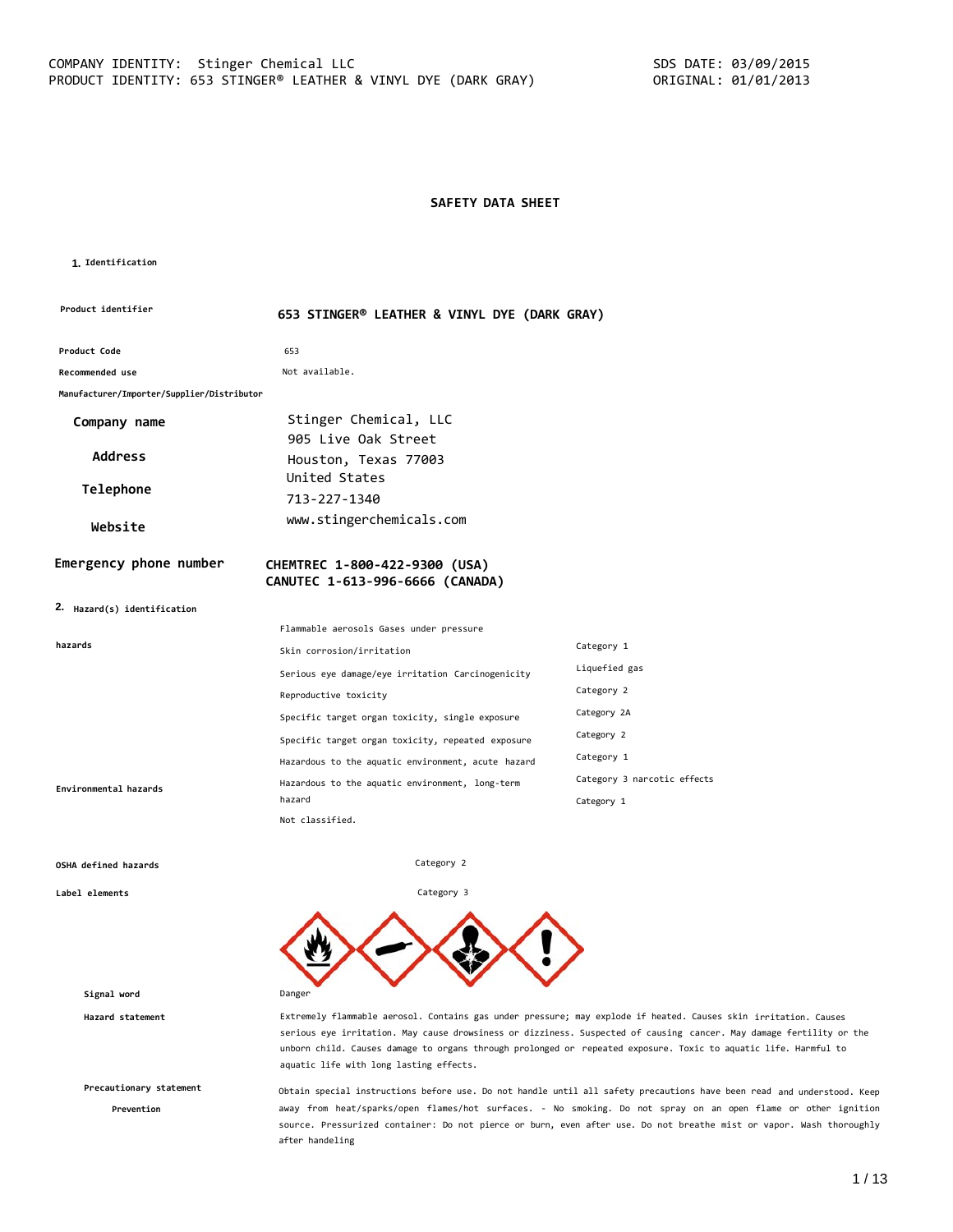COMPANY IDENTITY: Stinger Chemical LLC
PRODUCT IDENTITY: 653 STINGER® LEATHER & VINYL DYE (DARK GRAY)

SDS DATE: 03/09/2015
ORIGINAL: 01/01/2013

# SAFETY DATA SHEET

## 1. Identification

| | |
|---|---|
| **Product identifier** | **653 STINGER® LEATHER & VINYL DYE (DARK GRAY)** |
| **Product Code** | 653 |
| **Recommended use** | Not available. |
| **Manufacturer/Importer/Supplier/Distributor** | |
| **Company name** | Stinger Chemical, LLC |
| **Address** | 905 Live Oak Street<br>Houston, Texas 77003<br>United States |
| **Telephone** | 713-227-1340 |
| **Website** | www.stingerchemicals.com |
| **Emergency phone number** | **CHEMTREC 1-800-422-9300 (USA)**<br>**CANUTEC 1-613-996-6666 (CANADA)** |

## 2. Hazard(s) identification

| | | |
|---|---|---|
| **hazards** | Flammable aerosols Gases under pressure | Category 1 |
| | Skin corrosion/irritation | Liquefied gas |
| | Serious eye damage/eye irritation Carcinogenicity | Category 2 |
| | Reproductive toxicity | Category 2A |
| | Specific target organ toxicity, single exposure | Category 2 |
| | Specific target organ toxicity, repeated exposure | Category 1 |
| | Hazardous to the aquatic environment, acute hazard | Category 3 narcotic effects |
| **Environmental hazards** | Hazardous to the aquatic environment, long-term hazard | Category 1 |
| | Not classified. | |
| **OSHA defined hazards** | | Category 2 |
| **Label elements** | | Category 3 |

**Signal word** Danger

**Hazard statement** Extremely flammable aerosol. Contains gas under pressure; may explode if heated. Causes skin irritation. Causes serious eye irritation. May cause drowsiness or dizziness. Suspected of causing cancer. May damage fertility or the unborn child. Causes damage to organs through prolonged or repeated exposure. Toxic to aquatic life. Harmful to aquatic life with long lasting effects.

**Precautionary statement**

**Prevention** Obtain special instructions before use. Do not handle until all safety precautions have been read and understood. Keep away from heat/sparks/open flames/hot surfaces. - No smoking. Do not spray on an open flame or other ignition source. Pressurized container: Do not pierce or burn, even after use. Do not breathe mist or vapor. Wash thoroughly after handeling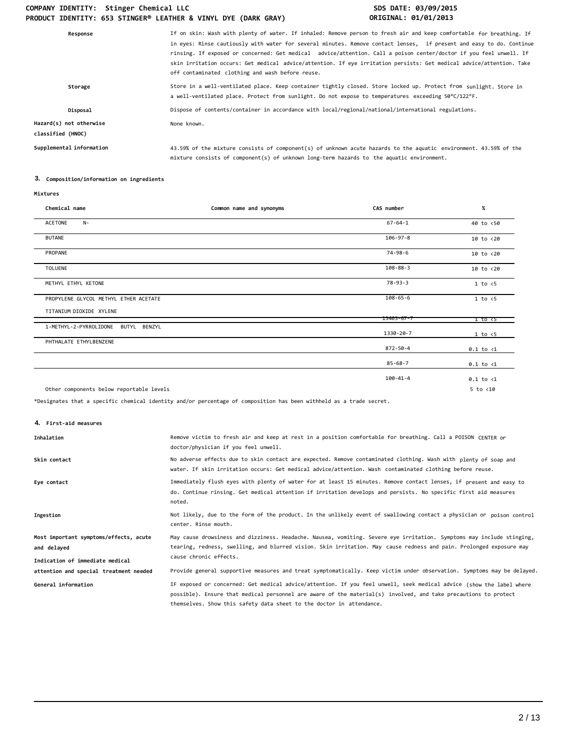| | |
|---|---|
| **Response** | If on skin: Wash with plenty of water. If inhaled: Remove person to fresh air and keep comfortable for breathing. If in eyes: Rinse cautiously with water for several minutes. Remove contact lenses, if present and easy to do. Continue rinsing. If exposed or concerned: Get medical advice/attention. Call a poison center/doctor if you feel unwell. If skin irritation occurs: Get medical advice/attention. If eye irritation persists: Get medical advice/attention. Take off contaminated clothing and wash before reuse. |
| **Storage** | Store in a well-ventilated place. Keep container tightly closed. Store locked up. Protect from sunlight. Store in a well-ventilated place. Protect from sunlight. Do not expose to temperatures exceeding 50°C/122°F. |
| **Disposal** | Dispose of contents/container in accordance with local/regional/national/international regulations. |
| **Hazard(s) not otherwise classified (HNOC)** | None known. |
| **Supplemental information** | 43.59% of the mixture consists of component(s) of unknown acute hazards to the aquatic environment. 43.59% of the mixture consists of component(s) of unknown long-term hazards to the aquatic environment. |

## 3. Composition/information on ingredients

**Mixtures**

| Chemical name | Common name and synonyms | CAS number | % |
|---|---|---|---|
| ACETONE N- | | 67-64-1 | 40 to <50 |
| BUTANE | | 106-97-8 | 10 to <20 |
| PROPANE | | 74-98-6 | 10 to <20 |
| TOLUENE | | 108-88-3 | 10 to <20 |
| METHYL ETHYL KETONE | | 78-93-3 | 1 to <5 |
| PROPYLENE GLYCOL METHYL ETHER ACETATE | | 108-65-6 | 1 to <5 |
| TITANIUM DIOXIDE XYLENE | | 13463-67-7 | 1 to <5 |
| 1-METHYL-2-PYRROLIDONE BUTYL BENZYL | | 1330-20-7 | 1 to <5 |
| PHTHALATE ETHYLBENZENE | | 872-50-4 | 0.1 to <1 |
| | | 85-68-7 | 0.1 to <1 |
| | | 100-41-4 | 0.1 to <1 |
| Other components below reportable levels | | | 5 to <10 |

*Designates that a specific chemical identity and/or percentage of composition has been withheld as a trade secret.

## 4. First-aid measures

| | |
|---|---|
| **Inhalation** | Remove victim to fresh air and keep at rest in a position comfortable for breathing. Call a POISON CENTER or doctor/physician if you feel unwell. |
| **Skin contact** | No adverse effects due to skin contact are expected. Remove contaminated clothing. Wash with plenty of soap and water. If skin irritation occurs: Get medical advice/attention. Wash contaminated clothing before reuse. |
| **Eye contact** | Immediately flush eyes with plenty of water for at least 15 minutes. Remove contact lenses, if present and easy to do. Continue rinsing. Get medical attention if irritation develops and persists. No specific first aid measures noted. |
| **Ingestion** | Not likely, due to the form of the product. In the unlikely event of swallowing contact a physician or poison control center. Rinse mouth. |
| **Most important symptoms/effects, acute and delayed** | May cause drowsiness and dizziness. Headache. Nausea, vomiting. Severe eye irritation. Symptoms may include stinging, tearing, redness, swelling, and blurred vision. Skin irritation. May cause redness and pain. Prolonged exposure may cause chronic effects. |
| **Indication of immediate medical attention and special treatment needed** | Provide general supportive measures and treat symptomatically. Keep victim under observation. Symptoms may be delayed. |
| **General information** | IF exposed or concerned: Get medical advice/attention. If you feel unwell, seek medical advice (show the label where possible). Ensure that medical personnel are aware of the material(s) involved, and take precautions to protect themselves. Show this safety data sheet to the doctor in attendance. |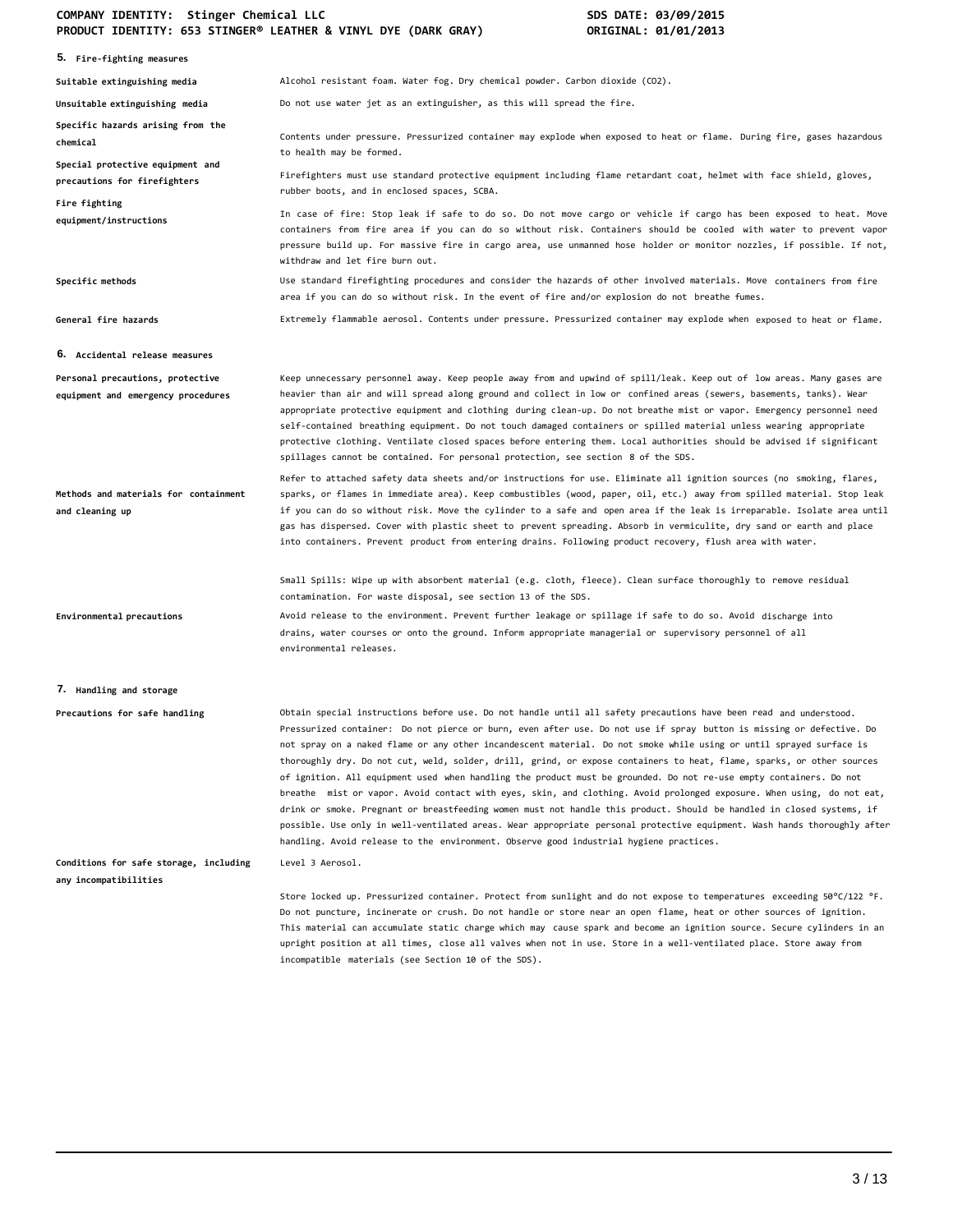## 5. Fire-fighting measures

| | |
|---|---|
| **Suitable extinguishing media** | Alcohol resistant foam. Water fog. Dry chemical powder. Carbon dioxide ($CO_2$). |
| **Unsuitable extinguishing media** | Do not use water jet as an extinguisher, as this will spread the fire. |
| **Specific hazards arising from the chemical** | Contents under pressure. Pressurized container may explode when exposed to heat or flame. During fire, gases hazardous to health may be formed. |
| **Special protective equipment and precautions for firefighters** | Firefighters must use standard protective equipment including flame retardant coat, helmet with face shield, gloves, rubber boots, and in enclosed spaces, SCBA. |
| **Fire fighting equipment/instructions** | In case of fire: Stop leak if safe to do so. Do not move cargo or vehicle if cargo has been exposed to heat. Move containers from fire area if you can do so without risk. Containers should be cooled with water to prevent vapor pressure build up. For massive fire in cargo area, use unmanned hose holder or monitor nozzles, if possible. If not, withdraw and let fire burn out. |
| **Specific methods** | Use standard firefighting procedures and consider the hazards of other involved materials. Move containers from fire area if you can do so without risk. In the event of fire and/or explosion do not breathe fumes. |
| **General fire hazards** | Extremely flammable aerosol. Contents under pressure. Pressurized container may explode when exposed to heat or flame. |

## 6. Accidental release measures

| | |
|---|---|
| **Personal precautions, protective equipment and emergency procedures** | Keep unnecessary personnel away. Keep people away from and upwind of spill/leak. Keep out of low areas. Many gases are heavier than air and will spread along ground and collect in low or confined areas (sewers, basements, tanks). Wear appropriate protective equipment and clothing during clean-up. Do not breathe mist or vapor. Emergency personnel need self-contained breathing equipment. Do not touch damaged containers or spilled material unless wearing appropriate protective clothing. Ventilate closed spaces before entering them. Local authorities should be advised if significant spillages cannot be contained. For personal protection, see section 8 of the SDS. |
| **Methods and materials for containment and cleaning up** | Refer to attached safety data sheets and/or instructions for use. Eliminate all ignition sources (no smoking, flares, sparks, or flames in immediate area). Keep combustibles (wood, paper, oil, etc.) away from spilled material. Stop leak if you can do so without risk. Move the cylinder to a safe and open area if the leak is irreparable. Isolate area until gas has dispersed. Cover with plastic sheet to prevent spreading. Absorb in vermiculite, dry sand or earth and place into containers. Prevent product from entering drains. Following product recovery, flush area with water.<br><br>Small Spills: Wipe up with absorbent material (e.g. cloth, fleece). Clean surface thoroughly to remove residual contamination. For waste disposal, see section 13 of the SDS. |
| **Environmental precautions** | Avoid release to the environment. Prevent further leakage or spillage if safe to do so. Avoid discharge into drains, water courses or onto the ground. Inform appropriate managerial or supervisory personnel of all environmental releases. |

## 7. Handling and storage

| | |
|---|---|
| **Precautions for safe handling** | Obtain special instructions before use. Do not handle until all safety precautions have been read and understood. Pressurized container: Do not pierce or burn, even after use. Do not use if spray button is missing or defective. Do not spray on a naked flame or any other incandescent material. Do not smoke while using or until sprayed surface is thoroughly dry. Do not cut, weld, solder, drill, grind, or expose containers to heat, flame, sparks, or other sources of ignition. All equipment used when handling the product must be grounded. Do not re-use empty containers. Do not breathe mist or vapor. Avoid contact with eyes, skin, and clothing. Avoid prolonged exposure. When using, do not eat, drink or smoke. Pregnant or breastfeeding women must not handle this product. Should be handled in closed systems, if possible. Use only in well-ventilated areas. Wear appropriate personal protective equipment. Wash hands thoroughly after handling. Avoid release to the environment. Observe good industrial hygiene practices. |
| **Conditions for safe storage, including any incompatibilities** | Level 3 Aerosol.<br><br>Store locked up. Pressurized container. Protect from sunlight and do not expose to temperatures exceeding 50°C/122 °F. Do not puncture, incinerate or crush. Do not handle or store near an open flame, heat or other sources of ignition. This material can accumulate static charge which may cause spark and become an ignition source. Secure cylinders in an upright position at all times, close all valves when not in use. Store in a well-ventilated place. Store away from incompatible materials (see Section 10 of the SDS). |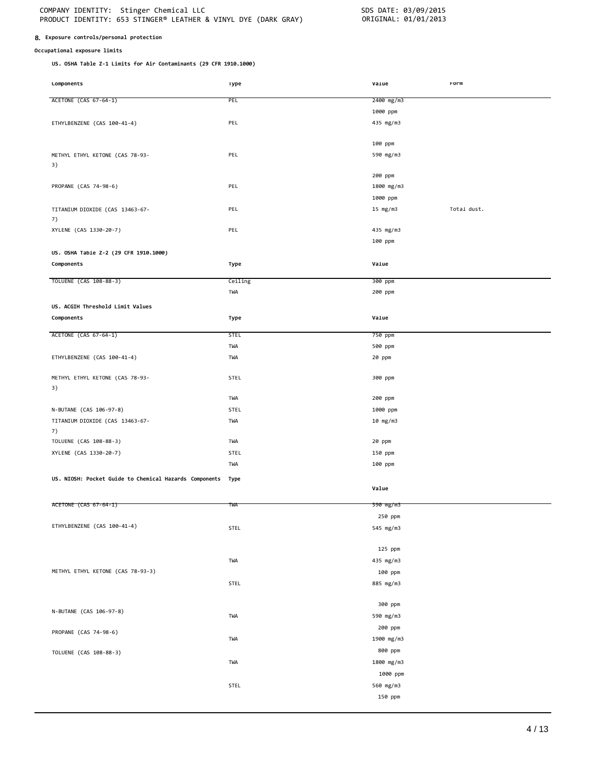## 8. Exposure controls/personal protection

**Occupational exposure limits**

**US. OSHA Table Z-1 Limits for Air Contaminants (29 CFR 1910.1000)**

| Components | Type | Value | Form |
|---|---|---|---|
| ACETONE (CAS 67-64-1) | PEL | 2400 mg/m3 | |
| | | 1000 ppm | |
| ETHYLBENZENE (CAS 100-41-4) | PEL | 435 mg/m3 | |
| | | 100 ppm | |
| METHYL ETHYL KETONE (CAS 78-93-3) | PEL | 590 mg/m3 | |
| | | 200 ppm | |
| PROPANE (CAS 74-98-6) | PEL | 1800 mg/m3 | |
| | | 1000 ppm | |
| TITANIUM DIOXIDE (CAS 13463-67-7) | PEL | 15 mg/m3 | Total dust. |
| XYLENE (CAS 1330-20-7) | PEL | 435 mg/m3 | |
| | | 100 ppm | |

**US. OSHA Table Z-2 (29 CFR 1910.1000)**

| Components | Type | Value |
|---|---|---|
| TOLUENE (CAS 108-88-3) | Ceiling | 300 ppm |
| | TWA | 200 ppm |

**US. ACGIH Threshold Limit Values**

| Components | Type | Value |
|---|---|---|
| ACETONE (CAS 67-64-1) | STEL | 750 ppm |
| | TWA | 500 ppm |
| ETHYLBENZENE (CAS 100-41-4) | TWA | 20 ppm |
| METHYL ETHYL KETONE (CAS 78-93-3) | STEL | 300 ppm |
| | TWA | 200 ppm |
| N-BUTANE (CAS 106-97-8) | STEL | 1000 ppm |
| TITANIUM DIOXIDE (CAS 13463-67-7) | TWA | 10 mg/m3 |
| TOLUENE (CAS 108-88-3) | TWA | 20 ppm |
| XYLENE (CAS 1330-20-7) | STEL | 150 ppm |
| | TWA | 100 ppm |

**US. NIOSH: Pocket Guide to Chemical Hazards**

| Components | Type | Value |
|---|---|---|
| ACETONE (CAS 67-64-1) | TWA | 590 mg/m3 |
| | | 250 ppm |
| ETHYLBENZENE (CAS 100-41-4) | STEL | 545 mg/m3 |
| | | 125 ppm |
| | TWA | 435 mg/m3 |
| METHYL ETHYL KETONE (CAS 78-93-3) | | 100 ppm |
| | STEL | 885 mg/m3 |
| | | 300 ppm |
| N-BUTANE (CAS 106-97-8) | TWA | 590 mg/m3 |
| | | 200 ppm |
| PROPANE (CAS 74-98-6) | TWA | 1900 mg/m3 |
| | | 800 ppm |
| TOLUENE (CAS 108-88-3) | TWA | 1800 mg/m3 |
| | | 1000 ppm |
| | STEL | 560 mg/m3 |
| | | 150 ppm |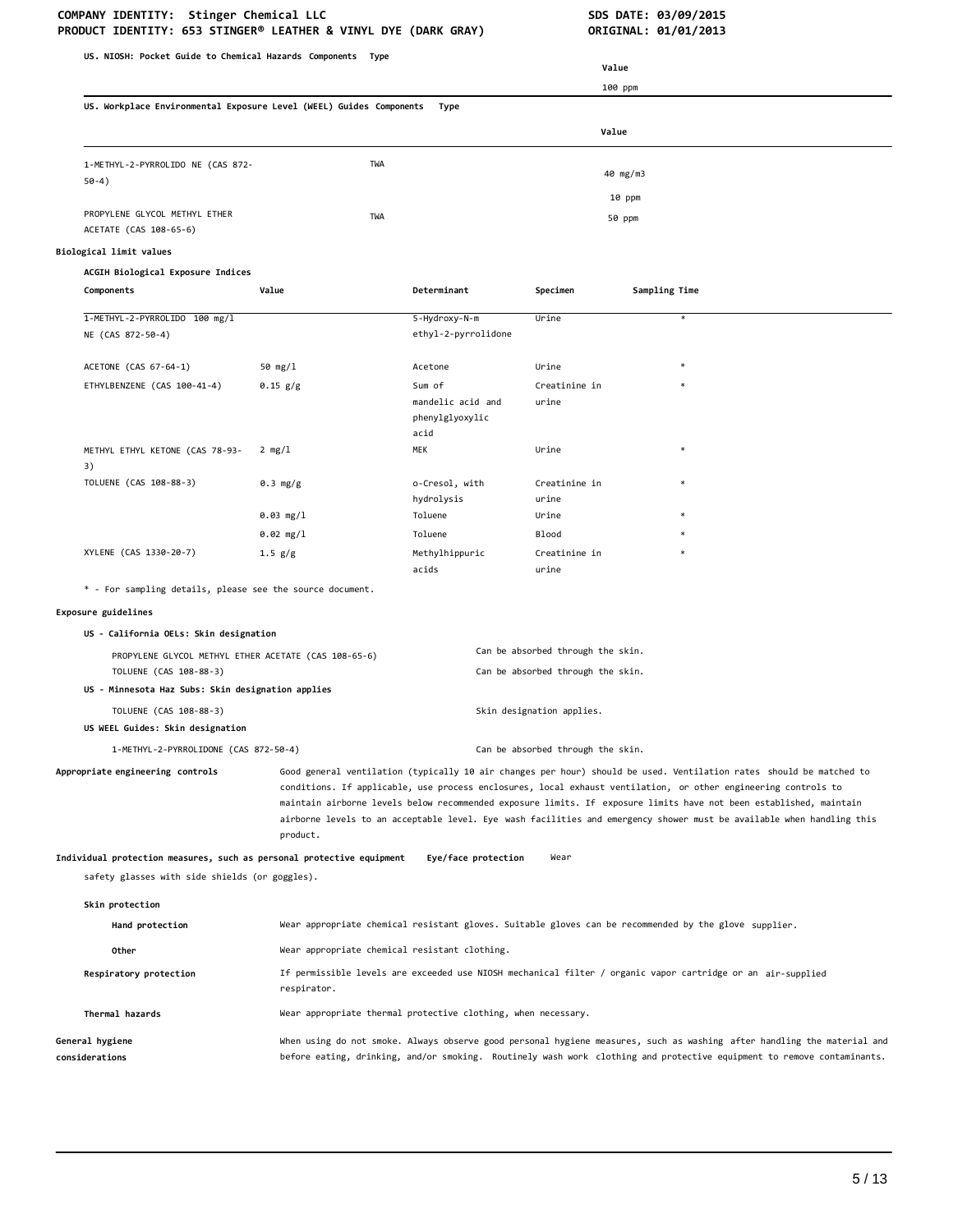**US. NIOSH: Pocket Guide to Chemical Hazards Components Type**

| | | Value |
|---|---|---|
| | | 100 ppm |

**US. Workplace Environmental Exposure Level (WEEL) Guides Components Type**

| Components | Type | Value |
|---|---|---|
| 1-METHYL-2-PYRROLIDO NE (CAS 872-50-4) | TWA | 40 mg/m3 |
| | | 10 ppm |
| PROPYLENE GLYCOL METHYL ETHER ACETATE (CAS 108-65-6) | TWA | 50 ppm |

**Biological limit values**

**ACGIH Biological Exposure Indices**

| Components | Value | Determinant | Specimen | Sampling Time |
|---|---|---|---|---|
| 1-METHYL-2-PYRROLIDO NE (CAS 872-50-4) | 100 mg/l | 5-Hydroxy-N-m ethyl-2-pyrrolidone | Urine | * |
| ACETONE (CAS 67-64-1) | 50 mg/l | Acetone | Urine | * |
| ETHYLBENZENE (CAS 100-41-4) | 0.15 g/g | Sum of mandelic acid and phenylglyoxylic acid | Creatinine in urine | * |
| METHYL ETHYL KETONE (CAS 78-93-3) | 2 mg/l | MEK | Urine | * |
| TOLUENE (CAS 108-88-3) | 0.3 mg/g | o-Cresol, with hydrolysis | Creatinine in urine | * |
| | 0.03 mg/l | Toluene | Urine | * |
| | 0.02 mg/l | Toluene | Blood | * |
| XYLENE (CAS 1330-20-7) | 1.5 g/g | Methylhippuric acids | Creatinine in urine | * |

\* - For sampling details, please see the source document.

**Exposure guidelines**

**US - California OELs: Skin designation**

| | |
|---|---|
| PROPYLENE GLYCOL METHYL ETHER ACETATE (CAS 108-65-6) | Can be absorbed through the skin. |
| TOLUENE (CAS 108-88-3) | Can be absorbed through the skin. |

**US - Minnesota Haz Subs: Skin designation applies**

| | |
|---|---|
| TOLUENE (CAS 108-88-3) | Skin designation applies. |

**US WEEL Guides: Skin designation**

| | |
|---|---|
| 1-METHYL-2-PYRROLIDONE (CAS 872-50-4) | Can be absorbed through the skin. |

**Appropriate engineering controls** Good general ventilation (typically 10 air changes per hour) should be used. Ventilation rates should be matched to conditions. If applicable, use process enclosures, local exhaust ventilation, or other engineering controls to maintain airborne levels below recommended exposure limits. If exposure limits have not been established, maintain airborne levels to an acceptable level. Eye wash facilities and emergency shower must be available when handling this product.

**Individual protection measures, such as personal protective equipment**

**Eye/face protection** Wear safety glasses with side shields (or goggles).

**Skin protection**

**Hand protection** Wear appropriate chemical resistant gloves. Suitable gloves can be recommended by the glove supplier.

**Other** Wear appropriate chemical resistant clothing.

**Respiratory protection** If permissible levels are exceeded use NIOSH mechanical filter / organic vapor cartridge or an air-supplied respirator.

**Thermal hazards** Wear appropriate thermal protective clothing, when necessary.

**General hygiene considerations** When using do not smoke. Always observe good personal hygiene measures, such as washing after handling the material and before eating, drinking, and/or smoking. Routinely wash work clothing and protective equipment to remove contaminants.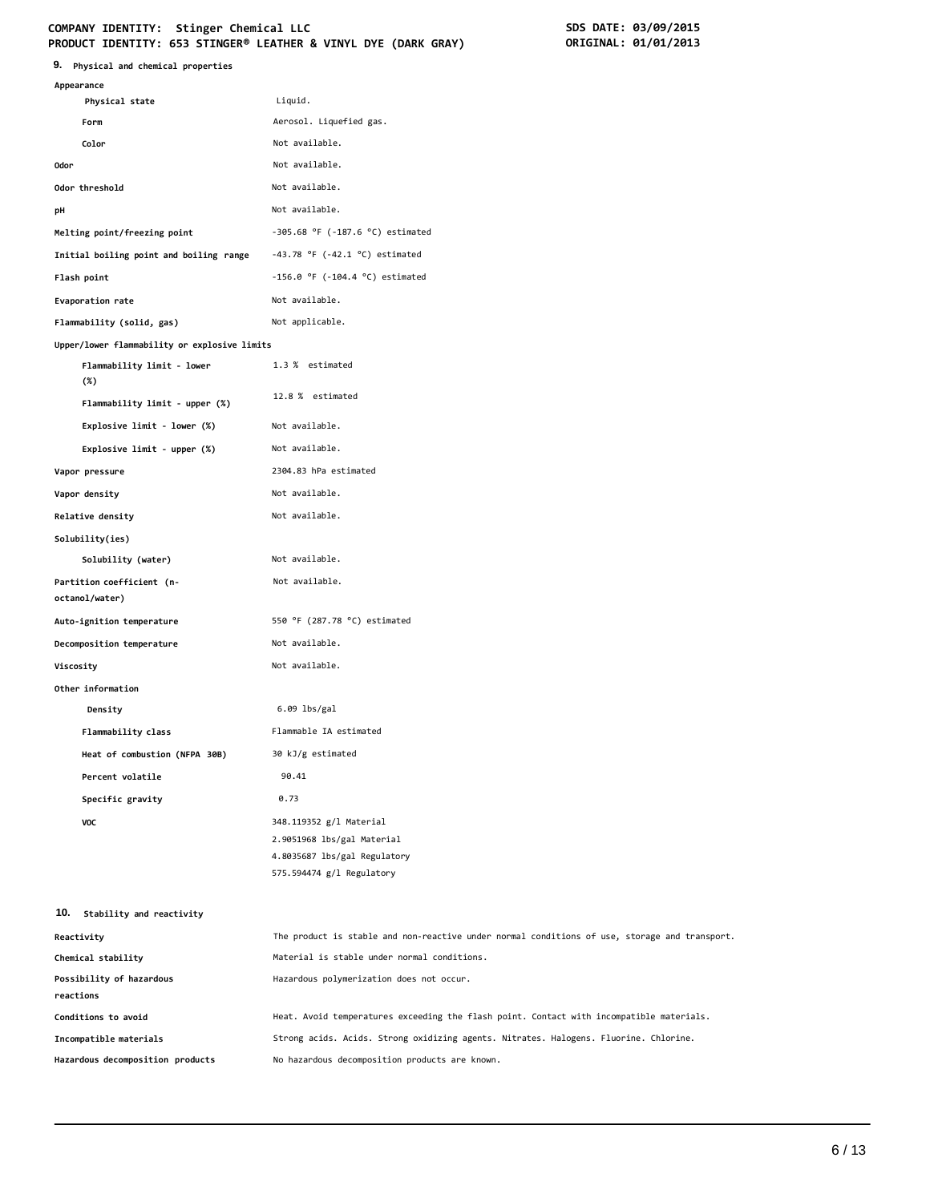## 9. Physical and chemical properties

| Property | Value |
| --- | --- |
| **Appearance** | |
| Physical state | Liquid. |
| Form | Aerosol. Liquefied gas. |
| Color | Not available. |
| **Odor** | Not available. |
| **Odor threshold** | Not available. |
| **pH** | Not available. |
| **Melting point/freezing point** | -305.68 °F (-187.6 °C) estimated |
| **Initial boiling point and boiling range** | -43.78 °F (-42.1 °C) estimated |
| **Flash point** | -156.0 °F (-104.4 °C) estimated |
| **Evaporation rate** | Not available. |
| **Flammability (solid, gas)** | Not applicable. |
| **Upper/lower flammability or explosive limits** | |
| Flammability limit - lower (%) | 1.3 % estimated |
| Flammability limit - upper (%) | 12.8 % estimated |
| Explosive limit - lower (%) | Not available. |
| Explosive limit - upper (%) | Not available. |
| **Vapor pressure** | 2304.83 hPa estimated |
| **Vapor density** | Not available. |
| **Relative density** | Not available. |
| **Solubility(ies)** | |
| Solubility (water) | Not available. |
| **Partition coefficient (n-octanol/water)** | Not available. |
| **Auto-ignition temperature** | 550 °F (287.78 °C) estimated |
| **Decomposition temperature** | Not available. |
| **Viscosity** | Not available. |
| **Other information** | |
| Density | 6.09 lbs/gal |
| Flammability class | Flammable IA estimated |
| Heat of combustion (NFPA 30B) | 30 kJ/g estimated |
| Percent volatile | 90.41 |
| Specific gravity | 0.73 |
| VOC | 348.119352 g/l Material<br>2.9051968 lbs/gal Material<br>4.8035687 lbs/gal Regulatory<br>575.594474 g/l Regulatory |

## 10. Stability and reactivity

| Property | Value |
| --- | --- |
| **Reactivity** | The product is stable and non-reactive under normal conditions of use, storage and transport. |
| **Chemical stability** | Material is stable under normal conditions. |
| **Possibility of hazardous reactions** | Hazardous polymerization does not occur. |
| **Conditions to avoid** | Heat. Avoid temperatures exceeding the flash point. Contact with incompatible materials. |
| **Incompatible materials** | Strong acids. Acids. Strong oxidizing agents. Nitrates. Halogens. Fluorine. Chlorine. |
| **Hazardous decomposition products** | No hazardous decomposition products are known. |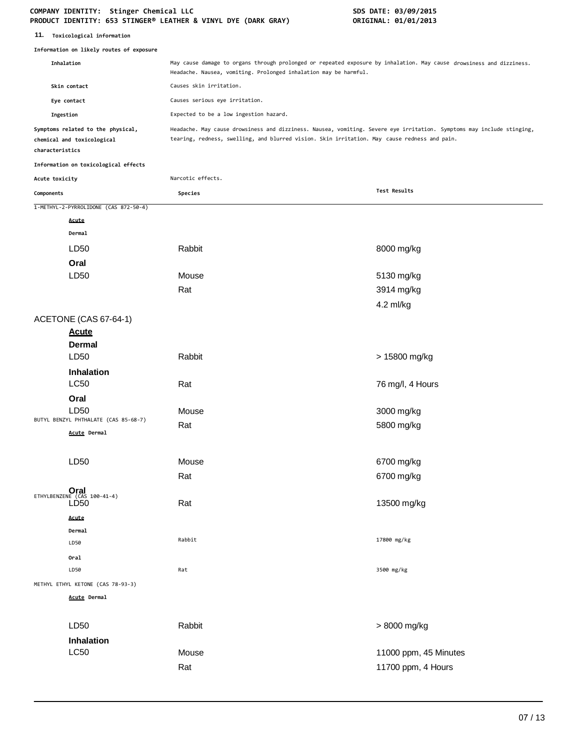## 11. Toxicological information

**Information on likely routes of exposure**

| | |
|---|---|
| **Inhalation** | May cause damage to organs through prolonged or repeated exposure by inhalation. May cause drowsiness and dizziness. Headache. Nausea, vomiting. Prolonged inhalation may be harmful. |
| **Skin contact** | Causes skin irritation. |
| **Eye contact** | Causes serious eye irritation. |
| **Ingestion** | Expected to be a low ingestion hazard. |
| **Symptoms related to the physical, chemical and toxicological characteristics** | Headache. May cause drowsiness and dizziness. Nausea, vomiting. Severe eye irritation. Symptoms may include stinging, tearing, redness, swelling, and blurred vision. Skin irritation. May cause redness and pain. |

**Information on toxicological effects**

**Acute toxicity** Narcotic effects.

| Components | Species | Test Results |
|---|---|---|
| **1-METHYL-2-PYRROLIDONE (CAS 872-50-4)** | | |
| ***Acute*** | | |
| **Dermal** | | |
| LD50 | Rabbit | 8000 mg/kg |
| **Oral** | | |
| LD50 | Mouse | 5130 mg/kg |
| | Rat | 3914 mg/kg |
| | | 4.2 ml/kg |
| **ACETONE (CAS 67-64-1)** | | |
| ***Acute*** | | |
| **Dermal** | | |
| LD50 | Rabbit | > 15800 mg/kg |
| **Inhalation** | | |
| LC50 | Rat | 76 mg/l, 4 Hours |
| **Oral** | | |
| LD50 | Mouse | 3000 mg/kg |
| | Rat | 5800 mg/kg |
| **BUTYL BENZYL PHTHALATE (CAS 85-68-7)** | | |
| ***Acute*** **Dermal** | | |
| LD50 | Mouse | 6700 mg/kg |
| | Rat | 6700 mg/kg |
| **Oral** | | |
| LD50 | Rat | 13500 mg/kg |
| **ETHYLBENZENE (CAS 100-41-4)** | | |
| ***Acute*** | | |
| **Dermal** | | |
| LD50 | Rabbit | 17800 mg/kg |
| **Oral** | | |
| LD50 | Rat | 3500 mg/kg |
| **METHYL ETHYL KETONE (CAS 78-93-3)** | | |
| ***Acute*** **Dermal** | | |
| LD50 | Rabbit | > 8000 mg/kg |
| **Inhalation** | | |
| LC50 | Mouse | 11000 ppm, 45 Minutes |
| | Rat | 11700 ppm, 4 Hours |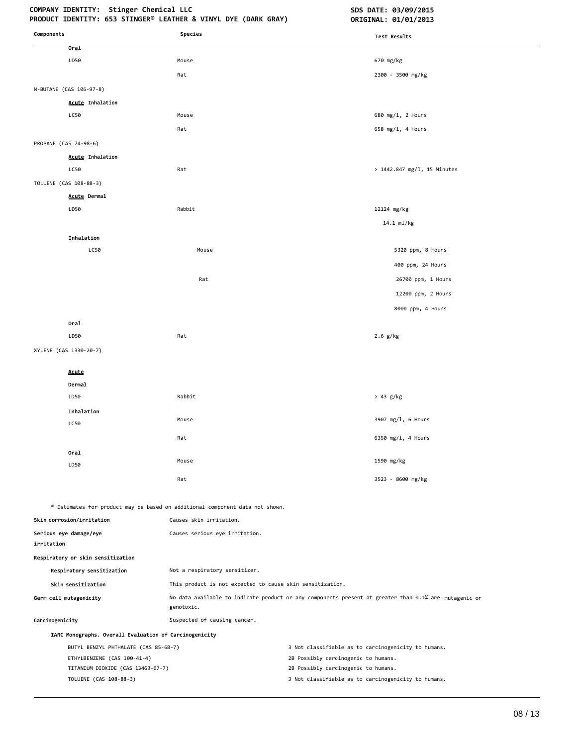| Components | Species | Test Results |
|---|---|---|
| **Oral** | | |
| LD50 | Mouse | 670 mg/kg |
| | Rat | 2300 - 3500 mg/kg |
| N-BUTANE (CAS 106-97-8) | | |
| **Acute Inhalation** | | |
| LC50 | Mouse | 680 mg/l, 2 Hours |
| | Rat | 658 mg/l, 4 Hours |
| PROPANE (CAS 74-98-6) | | |
| **Acute Inhalation** | | |
| LC50 | Rat | > 1442.847 mg/l, 15 Minutes |
| TOLUENE (CAS 108-88-3) | | |
| **Acute Dermal** | | |
| LD50 | Rabbit | 12124 mg/kg |
| | | 14.1 ml/kg |
| **Inhalation** | | |
| LC50 | Mouse | 5320 ppm, 8 Hours |
| | | 400 ppm, 24 Hours |
| | Rat | 26700 ppm, 1 Hours |
| | | 12200 ppm, 2 Hours |
| | | 8000 ppm, 4 Hours |
| **Oral** | | |
| LD50 | Rat | 2.6 g/kg |
| XYLENE (CAS 1330-20-7) | | |
| **Acute** | | |
| **Dermal** | | |
| LD50 | Rabbit | > 43 g/kg |
| **Inhalation** | | |
| LC50 | Mouse | 3907 mg/l, 6 Hours |
| | Rat | 6350 mg/l, 4 Hours |
| **Oral** | | |
| LD50 | Mouse | 1590 mg/kg |
| | Rat | 3523 - 8600 mg/kg |

* Estimates for product may be based on additional component data not shown.

**Skin corrosion/irritation** Causes skin irritation.

**Serious eye damage/eye irritation** Causes serious eye irritation.

**Respiratory or skin sensitization**

**Respiratory sensitization** Not a respiratory sensitizer.

**Skin sensitization** This product is not expected to cause skin sensitization.

**Germ cell mutagenicity** No data available to indicate product or any components present at greater than 0.1% are mutagenic or genotoxic.

**Carcinogenicity** Suspected of causing cancer.

**IARC Monographs. Overall Evaluation of Carcinogenicity**

| | |
|---|---|
| BUTYL BENZYL PHTHALATE (CAS 85-68-7) | 3 Not classifiable as to carcinogenicity to humans. |
| ETHYLBENZENE (CAS 100-41-4) | 2B Possibly carcinogenic to humans. |
| TITANIUM DIOXIDE (CAS 13463-67-7) | 2B Possibly carcinogenic to humans. |
| TOLUENE (CAS 108-88-3) | 3 Not classifiable as to carcinogenicity to humans. |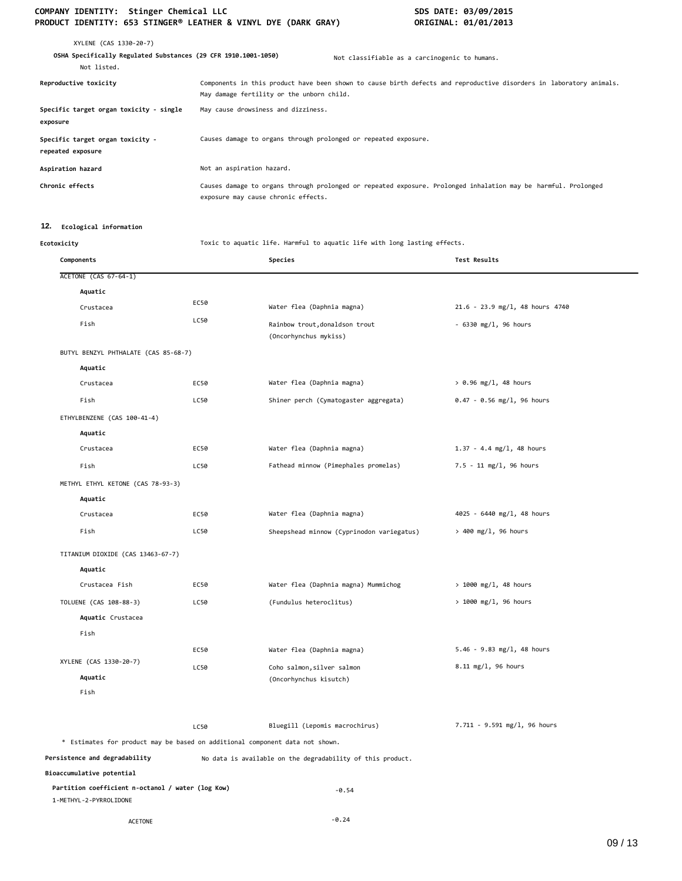XYLENE (CAS 1330-20-7)

**OSHA Specifically Regulated Substances (29 CFR 1910.1001-1050)** Not classifiable as a carcinogenic to humans.

Not listed.

| | |
|---|---|
| **Reproductive toxicity** | Components in this product have been shown to cause birth defects and reproductive disorders in laboratory animals. May damage fertility or the unborn child. |
| **Specific target organ toxicity - single exposure** | May cause drowsiness and dizziness. |
| **Specific target organ toxicity - repeated exposure** | Causes damage to organs through prolonged or repeated exposure. |
| **Aspiration hazard** | Not an aspiration hazard. |
| **Chronic effects** | Causes damage to organs through prolonged or repeated exposure. Prolonged inhalation may be harmful. Prolonged exposure may cause chronic effects. |

## 12. Ecological information

**Ecotoxicity** Toxic to aquatic life. Harmful to aquatic life with long lasting effects.

| Components | | Species | Test Results |
|---|---|---|---|
| ACETONE (CAS 67-64-1) | | | |
| **Aquatic** | | | |
| Crustacea | EC50 | Water flea (Daphnia magna) | 21.6 - 23.9 mg/l, 48 hours 4740 |
| Fish | LC50 | Rainbow trout,donaldson trout (Oncorhynchus mykiss) | - 6330 mg/l, 96 hours |
| BUTYL BENZYL PHTHALATE (CAS 85-68-7) | | | |
| **Aquatic** | | | |
| Crustacea | EC50 | Water flea (Daphnia magna) | > 0.96 mg/l, 48 hours |
| Fish | LC50 | Shiner perch (Cymatogaster aggregata) | 0.47 - 0.56 mg/l, 96 hours |
| ETHYLBENZENE (CAS 100-41-4) | | | |
| **Aquatic** | | | |
| Crustacea | EC50 | Water flea (Daphnia magna) | 1.37 - 4.4 mg/l, 48 hours |
| Fish | LC50 | Fathead minnow (Pimephales promelas) | 7.5 - 11 mg/l, 96 hours |
| METHYL ETHYL KETONE (CAS 78-93-3) | | | |
| **Aquatic** | | | |
| Crustacea | EC50 | Water flea (Daphnia magna) | 4025 - 6440 mg/l, 48 hours |
| Fish | LC50 | Sheepshead minnow (Cyprinodon variegatus) | > 400 mg/l, 96 hours |
| TITANIUM DIOXIDE (CAS 13463-67-7) | | | |
| **Aquatic** | | | |
| Crustacea Fish | EC50 | Water flea (Daphnia magna) Mummichog | > 1000 mg/l, 48 hours |
| TOLUENE (CAS 108-88-3) | LC50 | (Fundulus heteroclitus) | > 1000 mg/l, 96 hours |
| **Aquatic** Crustacea | | | |
| Fish | | | |
| | EC50 | Water flea (Daphnia magna) | 5.46 - 9.83 mg/l, 48 hours |
| XYLENE (CAS 1330-20-7) | LC50 | Coho salmon,silver salmon (Oncorhynchus kisutch) | 8.11 mg/l, 96 hours |
| **Aquatic** | | | |
| Fish | | | |
| | LC50 | Bluegill (Lepomis macrochirus) | 7.711 - 9.591 mg/l, 96 hours |

\* Estimates for product may be based on additional component data not shown.

**Persistence and degradability** No data is available on the degradability of this product.

**Bioaccumulative potential**

**Partition coefficient n-octanol / water (log Kow)**

| | |
|---|---|
| 1-METHYL-2-PYRROLIDONE | -0.54 |
| ACETONE | -0.24 |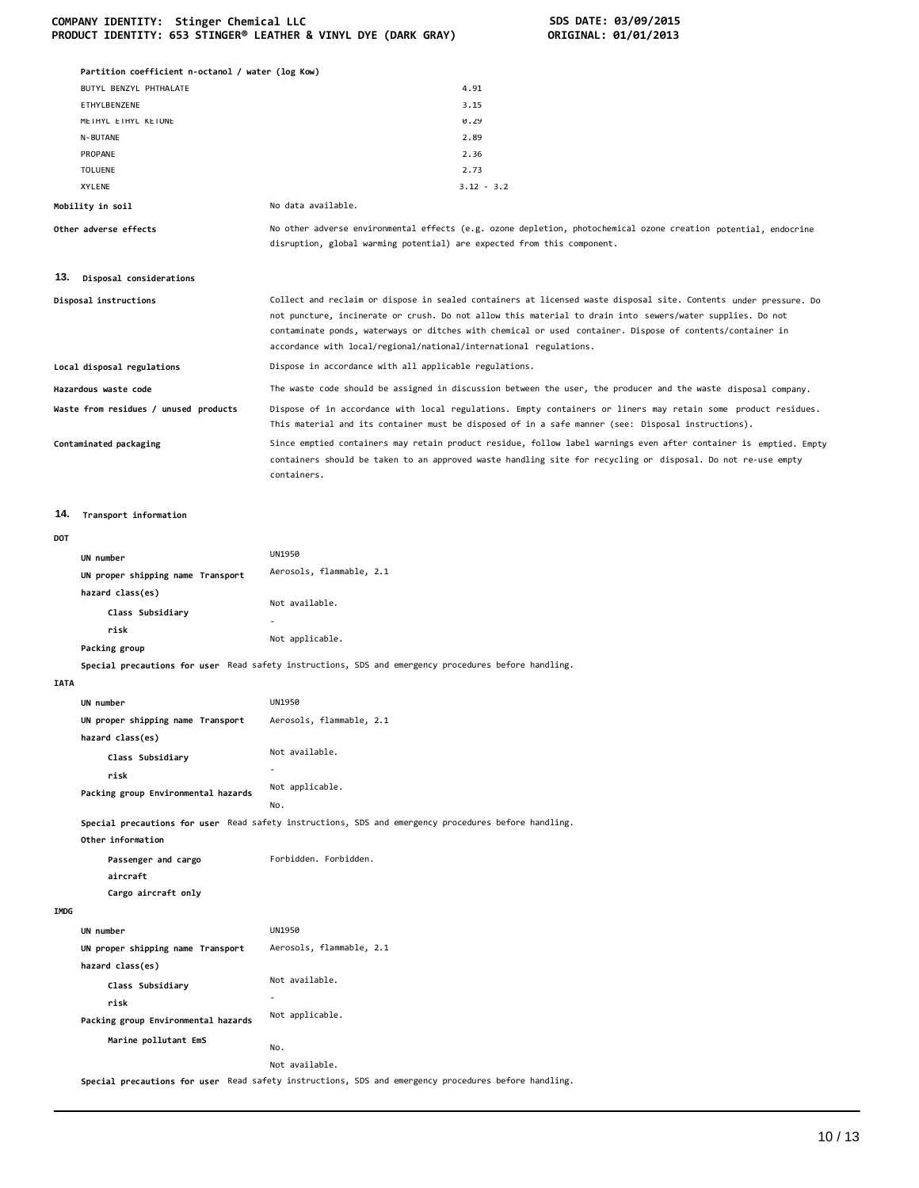**Partition coefficient n-octanol / water (log Kow)**

| | |
|---|---|
| BUTYL BENZYL PHTHALATE | 4.91 |
| ETHYLBENZENE | 3.15 |
| METHYL ETHYL KETONE | 0.29 |
| N-BUTANE | 2.89 |
| PROPANE | 2.36 |
| TOLUENE | 2.73 |
| XYLENE | 3.12 - 3.2 |

**Mobility in soil** No data available.

**Other adverse effects** No other adverse environmental effects (e.g. ozone depletion, photochemical ozone creation potential, endocrine disruption, global warming potential) are expected from this component.

## 13. Disposal considerations

**Disposal instructions** Collect and reclaim or dispose in sealed containers at licensed waste disposal site. Contents under pressure. Do not puncture, incinerate or crush. Do not allow this material to drain into sewers/water supplies. Do not contaminate ponds, waterways or ditches with chemical or used container. Dispose of contents/container in accordance with local/regional/national/international regulations.

**Local disposal regulations** Dispose in accordance with all applicable regulations.

**Hazardous waste code** The waste code should be assigned in discussion between the user, the producer and the waste disposal company.

**Waste from residues / unused products** Dispose of in accordance with local regulations. Empty containers or liners may retain some product residues. This material and its container must be disposed of in a safe manner (see: Disposal instructions).

**Contaminated packaging** Since emptied containers may retain product residue, follow label warnings even after container is emptied. Empty containers should be taken to an approved waste handling site for recycling or disposal. Do not re-use empty containers.

## 14. Transport information

**DOT**

**UN number** UN1950

**UN proper shipping name** Aerosols, flammable, 2.1

**Transport hazard class(es)**

**Class** Not available.

**Subsidiary risk** -

**Packing group** Not applicable.

**Special precautions for user** Read safety instructions, SDS and emergency procedures before handling.

**IATA**

**UN number** UN1950

**UN proper shipping name** Aerosols, flammable, 2.1

**Transport hazard class(es)**

**Class** Not available.

**Subsidiary risk** -

**Packing group** Not applicable.

**Environmental hazards** No.

**Special precautions for user** Read safety instructions, SDS and emergency procedures before handling.

**Other information**

**Passenger and cargo aircraft** Forbidden.

**Cargo aircraft only** Forbidden.

**IMDG**

**UN number** UN1950

**UN proper shipping name** Aerosols, flammable, 2.1

**Transport hazard class(es)**

**Class** Not available.

**Subsidiary risk** -

**Packing group** Not applicable.

**Environmental hazards**

**Marine pollutant** No.

**EmS** Not available.

**Special precautions for user** Read safety instructions, SDS and emergency procedures before handling.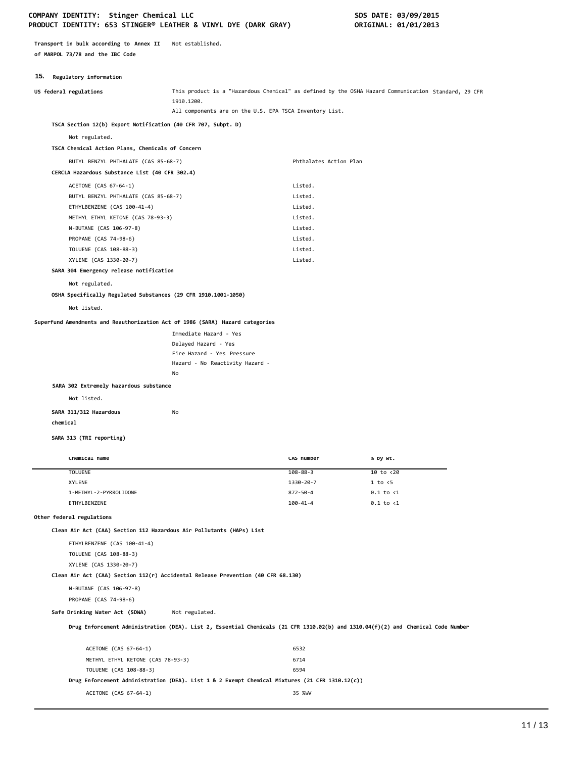**Transport in bulk according to Annex II of MARPOL 73/78 and the IBC Code** Not established.

## 15. Regulatory information

**US federal regulations** This product is a "Hazardous Chemical" as defined by the OSHA Hazard Communication Standard, 29 CFR 1910.1200.
All components are on the U.S. EPA TSCA Inventory List.

**TSCA Section 12(b) Export Notification (40 CFR 707, Subpt. D)**

Not regulated.

**TSCA Chemical Action Plans, Chemicals of Concern**

| | |
|---|---|
| BUTYL BENZYL PHTHALATE (CAS 85-68-7) | Phthalates Action Plan |

**CERCLA Hazardous Substance List (40 CFR 302.4)**

| | |
|---|---|
| ACETONE (CAS 67-64-1) | Listed. |
| BUTYL BENZYL PHTHALATE (CAS 85-68-7) | Listed. |
| ETHYLBENZENE (CAS 100-41-4) | Listed. |
| METHYL ETHYL KETONE (CAS 78-93-3) | Listed. |
| N-BUTANE (CAS 106-97-8) | Listed. |
| PROPANE (CAS 74-98-6) | Listed. |
| TOLUENE (CAS 108-88-3) | Listed. |
| XYLENE (CAS 1330-20-7) | Listed. |

**SARA 304 Emergency release notification**

Not regulated.

**OSHA Specifically Regulated Substances (29 CFR 1910.1001-1050)**

Not listed.

**Superfund Amendments and Reauthorization Act of 1986 (SARA) Hazard categories**

Immediate Hazard - Yes
Delayed Hazard - Yes
Fire Hazard - Yes Pressure
Hazard - No Reactivity Hazard -
No

**SARA 302 Extremely hazardous substance**

Not listed.

**SARA 311/312 Hazardous chemical** No

**SARA 313 (TRI reporting)**

| Chemical name | CAS number | % by wt. |
|---|---|---|
| TOLUENE | 108-88-3 | 10 to <20 |
| XYLENE | 1330-20-7 | 1 to <5 |
| 1-METHYL-2-PYRROLIDONE | 872-50-4 | 0.1 to <1 |
| ETHYLBENZENE | 100-41-4 | 0.1 to <1 |

**Other federal regulations**

**Clean Air Act (CAA) Section 112 Hazardous Air Pollutants (HAPs) List**

ETHYLBENZENE (CAS 100-41-4)
TOLUENE (CAS 108-88-3)
XYLENE (CAS 1330-20-7)

**Clean Air Act (CAA) Section 112(r) Accidental Release Prevention (40 CFR 68.130)**

N-BUTANE (CAS 106-97-8)
PROPANE (CAS 74-98-6)

**Safe Drinking Water Act (SDWA)** Not regulated.

**Drug Enforcement Administration (DEA). List 2, Essential Chemicals (21 CFR 1310.02(b) and 1310.04(f)(2) and Chemical Code Number**

| | |
|---|---|
| ACETONE (CAS 67-64-1) | 6532 |
| METHYL ETHYL KETONE (CAS 78-93-3) | 6714 |
| TOLUENE (CAS 108-88-3) | 6594 |

**Drug Enforcement Administration (DEA). List 1 & 2 Exempt Chemical Mixtures (21 CFR 1310.12(c))**

| | |
|---|---|
| ACETONE (CAS 67-64-1) | 35 %WV |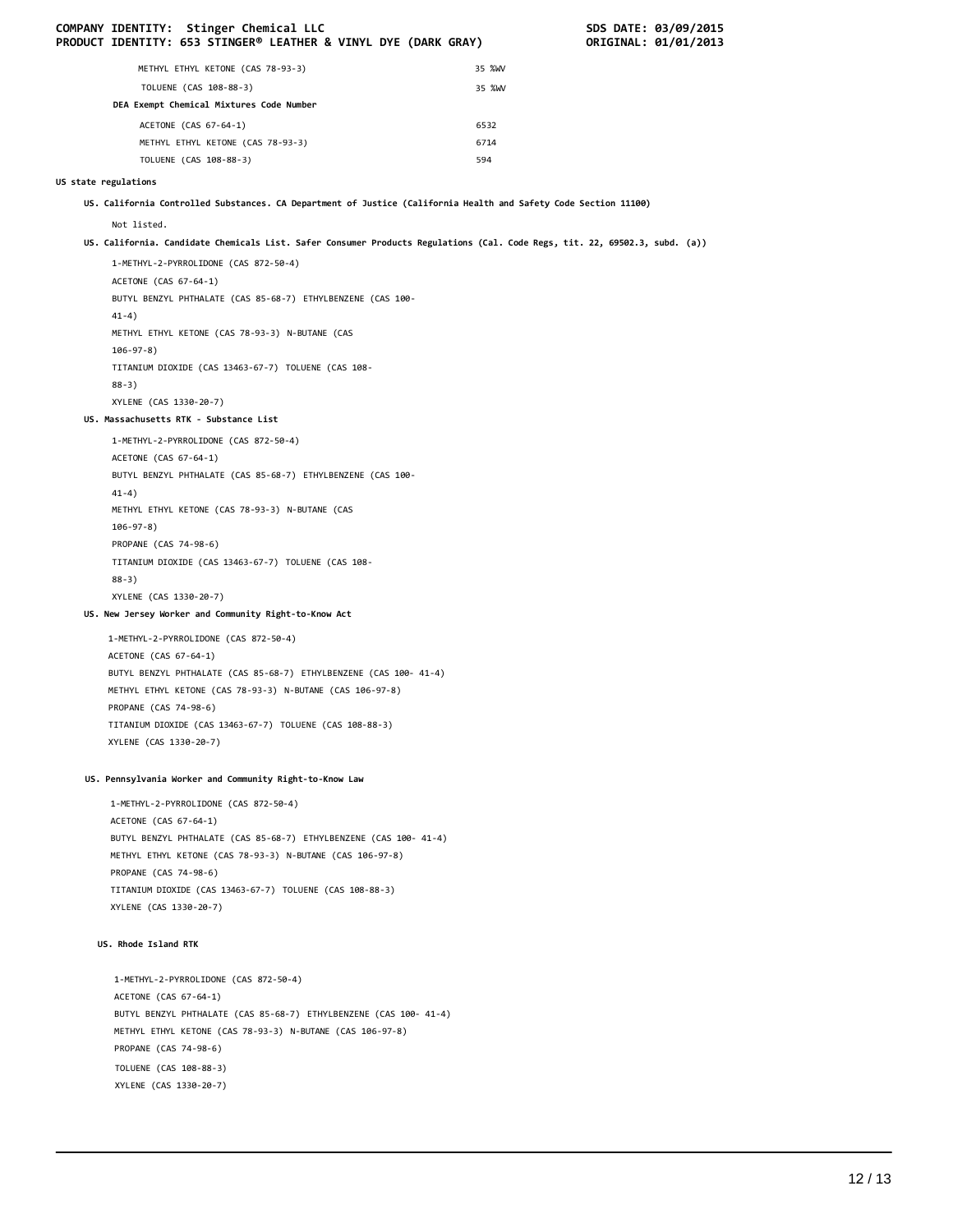| | |
|---|---|
| METHYL ETHYL KETONE (CAS 78-93-3) | 35 %WV |
| TOLUENE (CAS 108-88-3) | 35 %WV |
| **DEA Exempt Chemical Mixtures Code Number** | |
| ACETONE (CAS 67-64-1) | 6532 |
| METHYL ETHYL KETONE (CAS 78-93-3) | 6714 |
| TOLUENE (CAS 108-88-3) | 594 |

**US state regulations**

**US. California Controlled Substances. CA Department of Justice (California Health and Safety Code Section 11100)**

Not listed.

**US. California. Candidate Chemicals List. Safer Consumer Products Regulations (Cal. Code Regs, tit. 22, 69502.3, subd. (a))**

1-METHYL-2-PYRROLIDONE (CAS 872-50-4)
ACETONE (CAS 67-64-1)
BUTYL BENZYL PHTHALATE (CAS 85-68-7) ETHYLBENZENE (CAS 100-41-4)
METHYL ETHYL KETONE (CAS 78-93-3) N-BUTANE (CAS 106-97-8)
TITANIUM DIOXIDE (CAS 13463-67-7) TOLUENE (CAS 108-88-3)
XYLENE (CAS 1330-20-7)

**US. Massachusetts RTK - Substance List**

1-METHYL-2-PYRROLIDONE (CAS 872-50-4)
ACETONE (CAS 67-64-1)
BUTYL BENZYL PHTHALATE (CAS 85-68-7) ETHYLBENZENE (CAS 100-41-4)
METHYL ETHYL KETONE (CAS 78-93-3) N-BUTANE (CAS 106-97-8)
PROPANE (CAS 74-98-6)
TITANIUM DIOXIDE (CAS 13463-67-7) TOLUENE (CAS 108-88-3)
XYLENE (CAS 1330-20-7)

**US. New Jersey Worker and Community Right-to-Know Act**

1-METHYL-2-PYRROLIDONE (CAS 872-50-4)
ACETONE (CAS 67-64-1)
BUTYL BENZYL PHTHALATE (CAS 85-68-7) ETHYLBENZENE (CAS 100- 41-4)
METHYL ETHYL KETONE (CAS 78-93-3) N-BUTANE (CAS 106-97-8)
PROPANE (CAS 74-98-6)
TITANIUM DIOXIDE (CAS 13463-67-7) TOLUENE (CAS 108-88-3)
XYLENE (CAS 1330-20-7)

**US. Pennsylvania Worker and Community Right-to-Know Law**

1-METHYL-2-PYRROLIDONE (CAS 872-50-4)
ACETONE (CAS 67-64-1)
BUTYL BENZYL PHTHALATE (CAS 85-68-7) ETHYLBENZENE (CAS 100- 41-4)
METHYL ETHYL KETONE (CAS 78-93-3) N-BUTANE (CAS 106-97-8)
PROPANE (CAS 74-98-6)
TITANIUM DIOXIDE (CAS 13463-67-7) TOLUENE (CAS 108-88-3)
XYLENE (CAS 1330-20-7)

**US. Rhode Island RTK**

1-METHYL-2-PYRROLIDONE (CAS 872-50-4)
ACETONE (CAS 67-64-1)
BUTYL BENZYL PHTHALATE (CAS 85-68-7) ETHYLBENZENE (CAS 100- 41-4)
METHYL ETHYL KETONE (CAS 78-93-3) N-BUTANE (CAS 106-97-8)
PROPANE (CAS 74-98-6)
TOLUENE (CAS 108-88-3)
XYLENE (CAS 1330-20-7)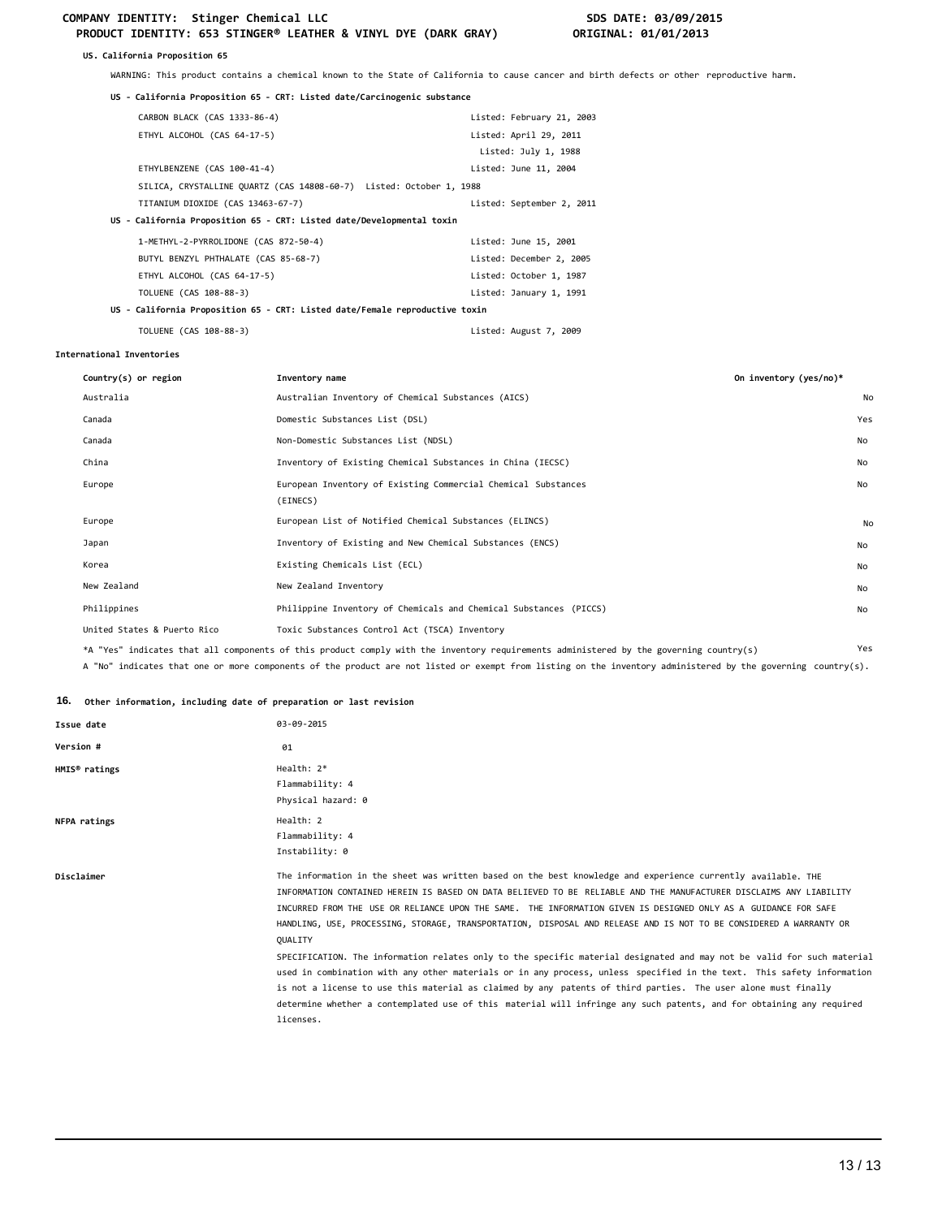**US. California Proposition 65**

WARNING: This product contains a chemical known to the State of California to cause cancer and birth defects or other reproductive harm.

**US - California Proposition 65 - CRT: Listed date/Carcinogenic substance**

| | |
|---|---|
| CARBON BLACK (CAS 1333-86-4) | Listed: February 21, 2003 |
| ETHYL ALCOHOL (CAS 64-17-5) | Listed: April 29, 2011<br>Listed: July 1, 1988 |
| ETHYLBENZENE (CAS 100-41-4) | Listed: June 11, 2004 |
| SILICA, CRYSTALLINE QUARTZ (CAS 14808-60-7) | Listed: October 1, 1988 |
| TITANIUM DIOXIDE (CAS 13463-67-7) | Listed: September 2, 2011 |

**US - California Proposition 65 - CRT: Listed date/Developmental toxin**

| | |
|---|---|
| 1-METHYL-2-PYRROLIDONE (CAS 872-50-4) | Listed: June 15, 2001 |
| BUTYL BENZYL PHTHALATE (CAS 85-68-7) | Listed: December 2, 2005 |
| ETHYL ALCOHOL (CAS 64-17-5) | Listed: October 1, 1987 |
| TOLUENE (CAS 108-88-3) | Listed: January 1, 1991 |

**US - California Proposition 65 - CRT: Listed date/Female reproductive toxin**

| | |
|---|---|
| TOLUENE (CAS 108-88-3) | Listed: August 7, 2009 |

**International Inventories**

| Country(s) or region | Inventory name | On inventory (yes/no)* |
|---|---|---|
| Australia | Australian Inventory of Chemical Substances (AICS) | No |
| Canada | Domestic Substances List (DSL) | Yes |
| Canada | Non-Domestic Substances List (NDSL) | No |
| China | Inventory of Existing Chemical Substances in China (IECSC) | No |
| Europe | European Inventory of Existing Commercial Chemical Substances (EINECS) | No |
| Europe | European List of Notified Chemical Substances (ELINCS) | No |
| Japan | Inventory of Existing and New Chemical Substances (ENCS) | No |
| Korea | Existing Chemicals List (ECL) | No |
| New Zealand | New Zealand Inventory | No |
| Philippines | Philippine Inventory of Chemicals and Chemical Substances (PICCS) | No |
| United States & Puerto Rico | Toxic Substances Control Act (TSCA) Inventory | Yes |

*A "Yes" indicates that all components of this product comply with the inventory requirements administered by the governing country(s)

A "No" indicates that one or more components of the product are not listed or exempt from listing on the inventory administered by the governing country(s).

## 16. Other information, including date of preparation or last revision

| | |
|---|---|
| **Issue date** | 03-09-2015 |
| **Version #** | 01 |
| **HMIS® ratings** | Health: 2*<br>Flammability: 4<br>Physical hazard: 0 |
| **NFPA ratings** | Health: 2<br>Flammability: 4<br>Instability: 0 |
| **Disclaimer** | The information in the sheet was written based on the best knowledge and experience currently available. THE INFORMATION CONTAINED HEREIN IS BASED ON DATA BELIEVED TO BE RELIABLE AND THE MANUFACTURER DISCLAIMS ANY LIABILITY INCURRED FROM THE USE OR RELIANCE UPON THE SAME. THE INFORMATION GIVEN IS DESIGNED ONLY AS A GUIDANCE FOR SAFE HANDLING, USE, PROCESSING, STORAGE, TRANSPORTATION, DISPOSAL AND RELEASE AND IS NOT TO BE CONSIDERED A WARRANTY OR QUALITY SPECIFICATION. The information relates only to the specific material designated and may not be valid for such material used in combination with any other materials or in any process, unless specified in the text. This safety information is not a license to use this material as claimed by any patents of third parties. The user alone must finally determine whether a contemplated use of this material will infringe any such patents, and for obtaining any required licenses. |